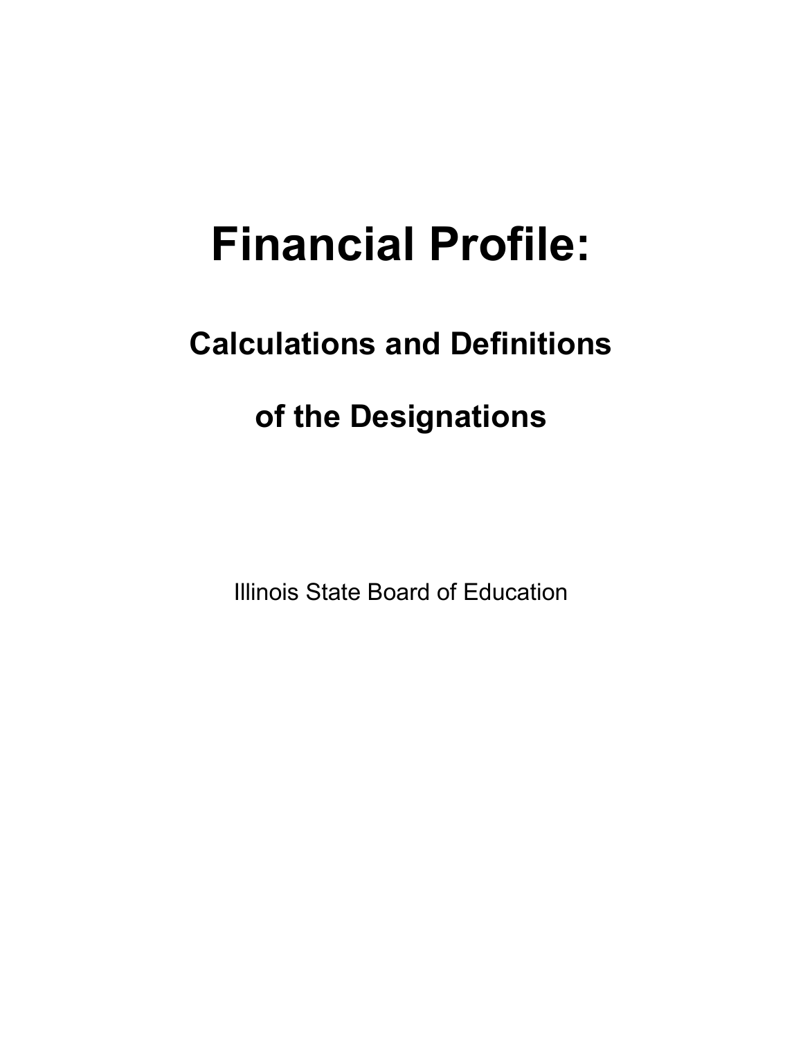# Financial Profile:

## Calculations and Definitions

## of the Designations

Illinois State Board of Education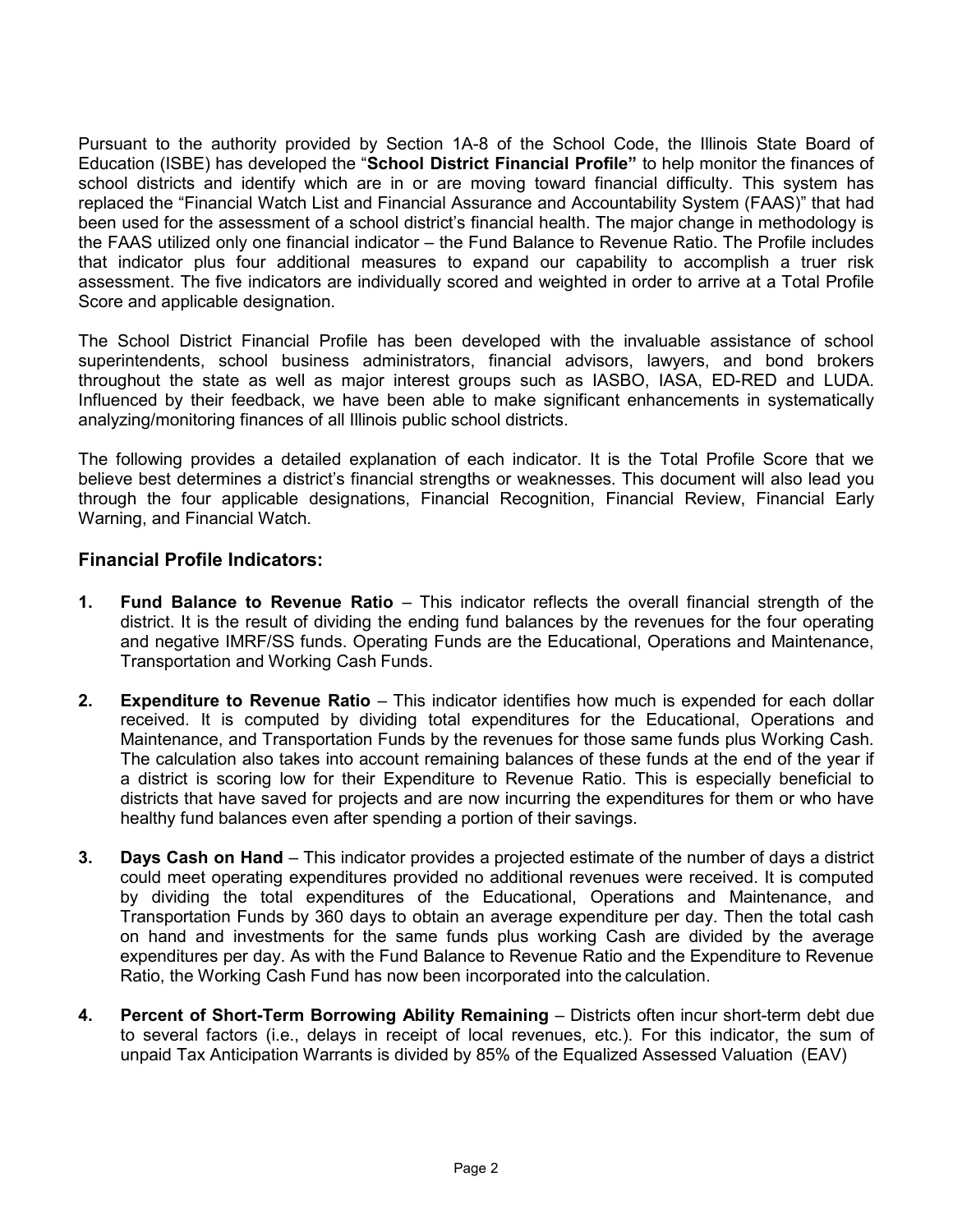Pursuant to the authority provided by Section 1A-8 of the School Code, the Illinois State Board of Education (ISBE) has developed the "**School District Financial Profile"** to help monitor the finances of school districts and identify which are in or are moving toward financial difficulty. This system has replaced the "Financial Watch List and Financial Assurance and Accountability System (FAAS)" that had been used for the assessment of a school district's financial health. The major change in methodology is the FAAS utilized only one financial indicator – the Fund Balance to Revenue Ratio. The Profile includes that indicator plus four additional measures to expand our capability to accomplish a truer risk assessment. The five indicators are individually scored and weighted in order to arrive at a Total Profile Score and applicable designation.

The School District Financial Profile has been developed with the invaluable assistance of school superintendents, school business administrators, financial advisors, lawyers, and bond brokers throughout the state as well as major interest groups such as IASBO, IASA, ED-RED and LUDA. Influenced by their feedback, we have been able to make significant enhancements in systematically analyzing/monitoring finances of all Illinois public school districts.

The following provides a detailed explanation of each indicator. It is the Total Profile Score that we believe best determines a district's financial strengths or weaknesses. This document will also lead you through the four applicable designations, Financial Recognition, Financial Review, Financial Early Warning, and Financial Watch.

## Financial Profile Indicators:

1. **Fund Balance to Revenue Ratio** – This indicator reflects the overall financial strength of the district. It is the result of dividing the ending fund balances by the revenues for the four operating and negative IMRF/SS funds. Operating Funds are the Educational, Operations and Maintenance, Transportation and Working Cash Funds.

2. **Expenditure to Revenue Ratio** – This indicator identifies how much is expended for each dollar received. It is computed by dividing total expenditures for the Educational, Operations and Maintenance, and Transportation Funds by the revenues for those same funds plus Working Cash. The calculation also takes into account remaining balances of these funds at the end of the year if a district is scoring low for their Expenditure to Revenue Ratio. This is especially beneficial to districts that have saved for projects and are now incurring the expenditures for them or who have healthy fund balances even after spending a portion of their savings.

3. **Days Cash on Hand** – This indicator provides a projected estimate of the number of days a district could meet operating expenditures provided no additional revenues were received. It is computed by dividing the total expenditures of the Educational, Operations and Maintenance, and Transportation Funds by 360 days to obtain an average expenditure per day. Then the total cash on hand and investments for the same funds plus working Cash are divided by the average expenditures per day. As with the Fund Balance to Revenue Ratio and the Expenditure to Revenue Ratio, the Working Cash Fund has now been incorporated into the calculation.

4. **Percent of Short-Term Borrowing Ability Remaining** – Districts often incur short-term debt due to several factors (i.e., delays in receipt of local revenues, etc.). For this indicator, the sum of unpaid Tax Anticipation Warrants is divided by 85% of the Equalized Assessed Valuation (EAV)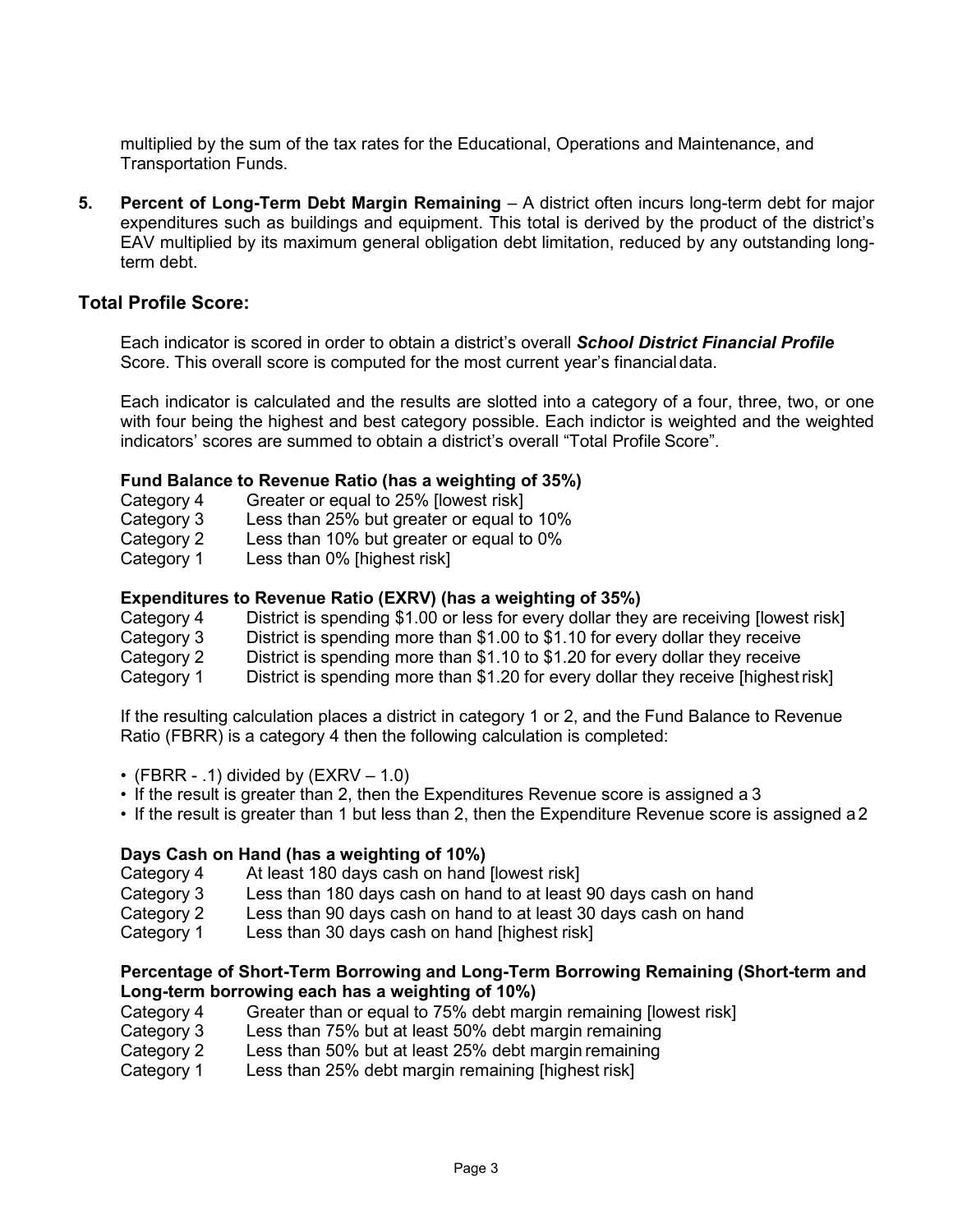multiplied by the sum of the tax rates for the Educational, Operations and Maintenance, and Transportation Funds.

5. **Percent of Long-Term Debt Margin Remaining** – A district often incurs long-term debt for major expenditures such as buildings and equipment. This total is derived by the product of the district's EAV multiplied by its maximum general obligation debt limitation, reduced by any outstanding long-term debt.

## Total Profile Score:

Each indicator is scored in order to obtain a district's overall ***School District Financial Profile*** Score. This overall score is computed for the most current year's financial data.

Each indicator is calculated and the results are slotted into a category of a four, three, two, or one with four being the highest and best category possible. Each indictor is weighted and the weighted indicators' scores are summed to obtain a district's overall "Total Profile Score".

**Fund Balance to Revenue Ratio (has a weighting of 35%)**

Category 4 Greater or equal to 25% [lowest risk]
Category 3 Less than 25% but greater or equal to 10%
Category 2 Less than 10% but greater or equal to 0%
Category 1 Less than 0% [highest risk]

**Expenditures to Revenue Ratio (EXRV) (has a weighting of 35%)**

Category 4 District is spending $1.00 or less for every dollar they are receiving [lowest risk]
Category 3 District is spending more than $1.00 to $1.10 for every dollar they receive
Category 2 District is spending more than $1.10 to $1.20 for every dollar they receive
Category 1 District is spending more than $1.20 for every dollar they receive [highest risk]

If the resulting calculation places a district in category 1 or 2, and the Fund Balance to Revenue Ratio (FBRR) is a category 4 then the following calculation is completed:

- (FBRR - .1) divided by (EXRV – 1.0)
- If the result is greater than 2, then the Expenditures Revenue score is assigned a 3
- If the result is greater than 1 but less than 2, then the Expenditure Revenue score is assigned a 2

**Days Cash on Hand (has a weighting of 10%)**

Category 4 At least 180 days cash on hand [lowest risk]
Category 3 Less than 180 days cash on hand to at least 90 days cash on hand
Category 2 Less than 90 days cash on hand to at least 30 days cash on hand
Category 1 Less than 30 days cash on hand [highest risk]

**Percentage of Short-Term Borrowing and Long-Term Borrowing Remaining (Short-term and Long-term borrowing each has a weighting of 10%)**

Category 4 Greater than or equal to 75% debt margin remaining [lowest risk]
Category 3 Less than 75% but at least 50% debt margin remaining
Category 2 Less than 50% but at least 25% debt margin remaining
Category 1 Less than 25% debt margin remaining [highest risk]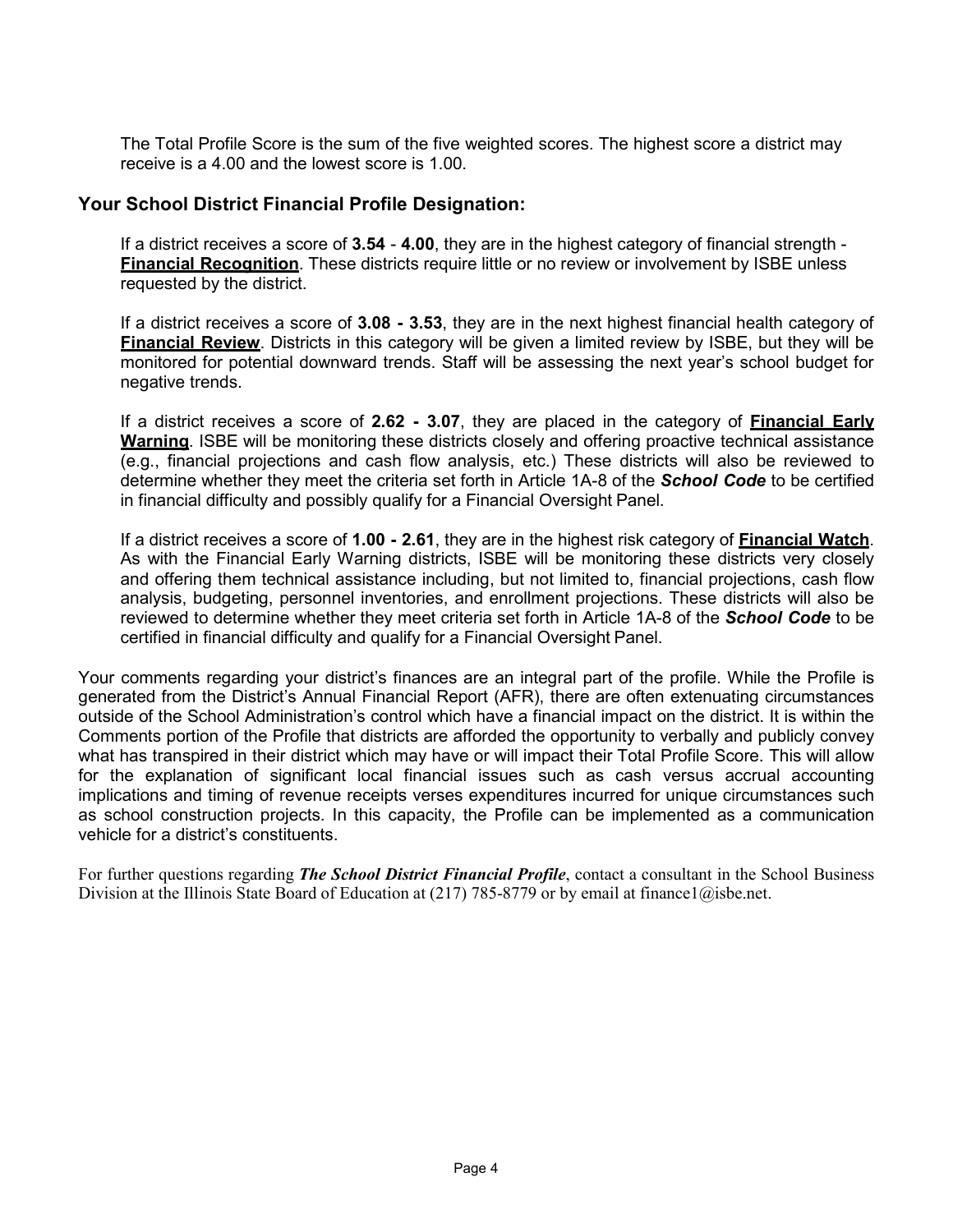The Total Profile Score is the sum of the five weighted scores. The highest score a district may receive is a 4.00 and the lowest score is 1.00.

## Your School District Financial Profile Designation:

If a district receives a score of **3.54** - **4.00**, they are in the highest category of financial strength - **Financial Recognition**. These districts require little or no review or involvement by ISBE unless requested by the district.

If a district receives a score of **3.08 - 3.53**, they are in the next highest financial health category of **Financial Review**. Districts in this category will be given a limited review by ISBE, but they will be monitored for potential downward trends. Staff will be assessing the next year's school budget for negative trends.

If a district receives a score of **2.62 - 3.07**, they are placed in the category of **Financial Early Warning**. ISBE will be monitoring these districts closely and offering proactive technical assistance (e.g., financial projections and cash flow analysis, etc.) These districts will also be reviewed to determine whether they meet the criteria set forth in Article 1A-8 of the ***School Code*** to be certified in financial difficulty and possibly qualify for a Financial Oversight Panel.

If a district receives a score of **1.00 - 2.61**, they are in the highest risk category of **Financial Watch**. As with the Financial Early Warning districts, ISBE will be monitoring these districts very closely and offering them technical assistance including, but not limited to, financial projections, cash flow analysis, budgeting, personnel inventories, and enrollment projections. These districts will also be reviewed to determine whether they meet criteria set forth in Article 1A-8 of the ***School Code*** to be certified in financial difficulty and qualify for a Financial Oversight Panel.

Your comments regarding your district's finances are an integral part of the profile. While the Profile is generated from the District's Annual Financial Report (AFR), there are often extenuating circumstances outside of the School Administration's control which have a financial impact on the district. It is within the Comments portion of the Profile that districts are afforded the opportunity to verbally and publicly convey what has transpired in their district which may have or will impact their Total Profile Score. This will allow for the explanation of significant local financial issues such as cash versus accrual accounting implications and timing of revenue receipts verses expenditures incurred for unique circumstances such as school construction projects. In this capacity, the Profile can be implemented as a communication vehicle for a district's constituents.

For further questions regarding ***The School District Financial Profile***, contact a consultant in the School Business Division at the Illinois State Board of Education at (217) 785-8779 or by email at finance1@isbe.net.